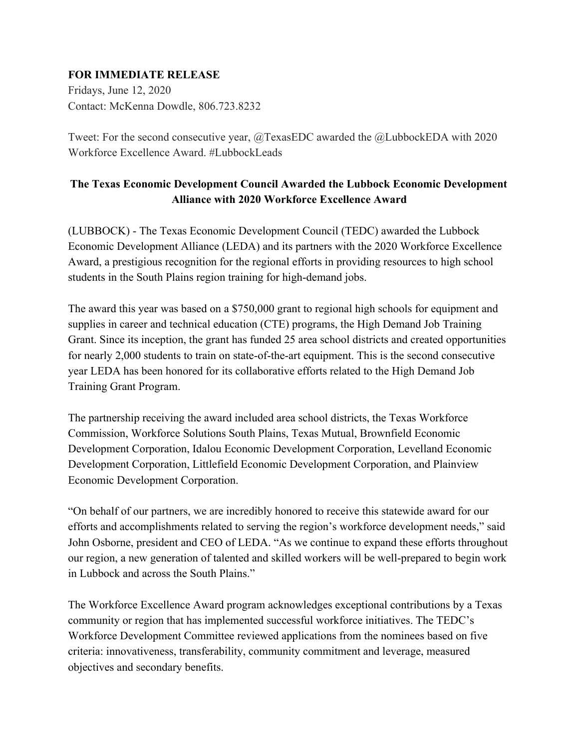**FOR IMMEDIATE RELEASE**
Fridays, June 12, 2020
Contact: McKenna Dowdle, 806.723.8232

Tweet: For the second consecutive year, @TexasEDC awarded the @LubbockEDA with 2020 Workforce Excellence Award. #LubbockLeads

## The Texas Economic Development Council Awarded the Lubbock Economic Development Alliance with 2020 Workforce Excellence Award

(LUBBOCK) - The Texas Economic Development Council (TEDC) awarded the Lubbock Economic Development Alliance (LEDA) and its partners with the 2020 Workforce Excellence Award, a prestigious recognition for the regional efforts in providing resources to high school students in the South Plains region training for high-demand jobs.

The award this year was based on a $750,000 grant to regional high schools for equipment and supplies in career and technical education (CTE) programs, the High Demand Job Training Grant. Since its inception, the grant has funded 25 area school districts and created opportunities for nearly 2,000 students to train on state-of-the-art equipment. This is the second consecutive year LEDA has been honored for its collaborative efforts related to the High Demand Job Training Grant Program.

The partnership receiving the award included area school districts, the Texas Workforce Commission, Workforce Solutions South Plains, Texas Mutual, Brownfield Economic Development Corporation, Idalou Economic Development Corporation, Levelland Economic Development Corporation, Littlefield Economic Development Corporation, and Plainview Economic Development Corporation.

"On behalf of our partners, we are incredibly honored to receive this statewide award for our efforts and accomplishments related to serving the region's workforce development needs," said John Osborne, president and CEO of LEDA. "As we continue to expand these efforts throughout our region, a new generation of talented and skilled workers will be well-prepared to begin work in Lubbock and across the South Plains."

The Workforce Excellence Award program acknowledges exceptional contributions by a Texas community or region that has implemented successful workforce initiatives. The TEDC's Workforce Development Committee reviewed applications from the nominees based on five criteria: innovativeness, transferability, community commitment and leverage, measured objectives and secondary benefits.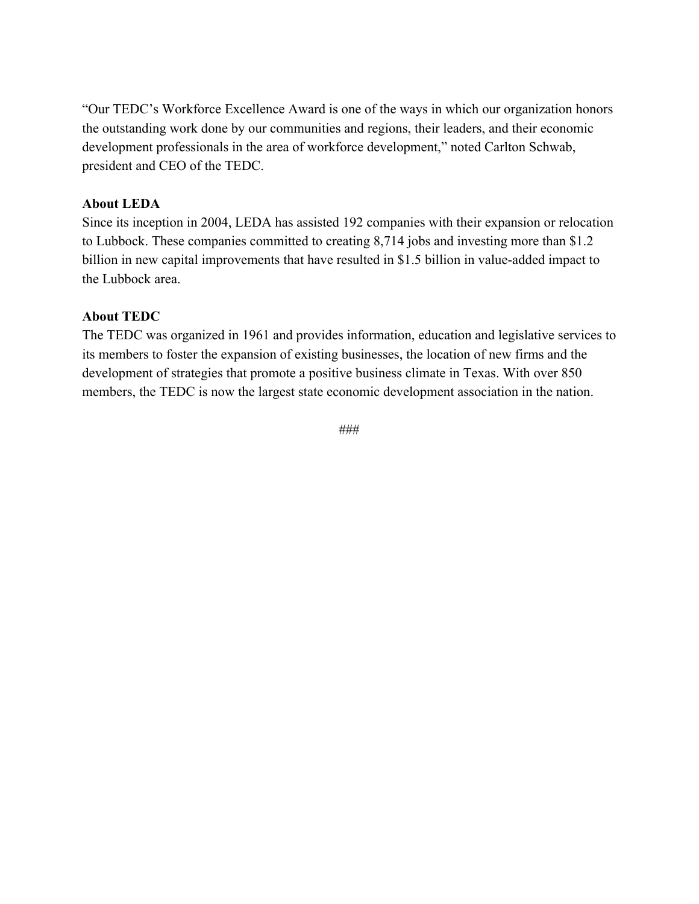"Our TEDC's Workforce Excellence Award is one of the ways in which our organization honors the outstanding work done by our communities and regions, their leaders, and their economic development professionals in the area of workforce development," noted Carlton Schwab, president and CEO of the TEDC.

**About LEDA**
Since its inception in 2004, LEDA has assisted 192 companies with their expansion or relocation to Lubbock. These companies committed to creating 8,714 jobs and investing more than $1.2 billion in new capital improvements that have resulted in $1.5 billion in value-added impact to the Lubbock area.

**About TEDC**
The TEDC was organized in 1961 and provides information, education and legislative services to its members to foster the expansion of existing businesses, the location of new firms and the development of strategies that promote a positive business climate in Texas. With over 850 members, the TEDC is now the largest state economic development association in the nation.

###